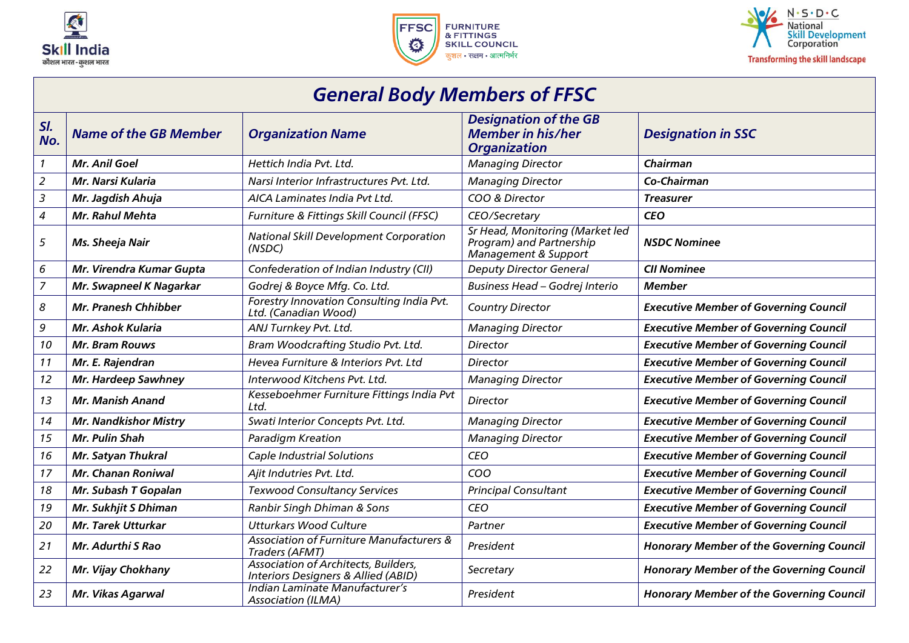# General Body Members of FFSC

| Sl. No. | Name of the GB Member | Organization Name | Designation of the GB Member in his/her Organization | Designation in SSC |
|---|---|---|---|---|
| 1 | Mr. Anil Goel | Hettich India Pvt. Ltd. | Managing Director | Chairman |
| 2 | Mr. Narsi Kularia | Narsi Interior Infrastructures Pvt. Ltd. | Managing Director | Co-Chairman |
| 3 | Mr. Jagdish Ahuja | AICA Laminates India Pvt Ltd. | COO & Director | Treasurer |
| 4 | Mr. Rahul Mehta | Furniture & Fittings Skill Council (FFSC) | CEO/Secretary | CEO |
| 5 | Ms. Sheeja Nair | National Skill Development Corporation (NSDC) | Sr Head, Monitoring (Market led Program) and Partnership Management & Support | NSDC Nominee |
| 6 | Mr. Virendra Kumar Gupta | Confederation of Indian Industry (CII) | Deputy Director General | CII Nominee |
| 7 | Mr. Swapneel K Nagarkar | Godrej & Boyce Mfg. Co. Ltd. | Business Head – Godrej Interio | Member |
| 8 | Mr. Pranesh Chhibber | Forestry Innovation Consulting India Pvt. Ltd. (Canadian Wood) | Country Director | Executive Member of Governing Council |
| 9 | Mr. Ashok Kularia | ANJ Turnkey Pvt. Ltd. | Managing Director | Executive Member of Governing Council |
| 10 | Mr. Bram Rouws | Bram Woodcrafting Studio Pvt. Ltd. | Director | Executive Member of Governing Council |
| 11 | Mr. E. Rajendran | Hevea Furniture & Interiors Pvt. Ltd | Director | Executive Member of Governing Council |
| 12 | Mr. Hardeep Sawhney | Interwood Kitchens Pvt. Ltd. | Managing Director | Executive Member of Governing Council |
| 13 | Mr. Manish Anand | Kesseboehmer Furniture Fittings India Pvt Ltd. | Director | Executive Member of Governing Council |
| 14 | Mr. Nandkishor Mistry | Swati Interior Concepts Pvt. Ltd. | Managing Director | Executive Member of Governing Council |
| 15 | Mr. Pulin Shah | Paradigm Kreation | Managing Director | Executive Member of Governing Council |
| 16 | Mr. Satyan Thukral | Caple Industrial Solutions | CEO | Executive Member of Governing Council |
| 17 | Mr. Chanan Roniwal | Ajit Indutries Pvt. Ltd. | COO | Executive Member of Governing Council |
| 18 | Mr. Subash T Gopalan | Texwood Consultancy Services | Principal Consultant | Executive Member of Governing Council |
| 19 | Mr. Sukhjit S Dhiman | Ranbir Singh Dhiman & Sons | CEO | Executive Member of Governing Council |
| 20 | Mr. Tarek Utturkar | Utturkars Wood Culture | Partner | Executive Member of Governing Council |
| 21 | Mr. Adurthi S Rao | Association of Furniture Manufacturers & Traders (AFMT) | President | Honorary Member of the Governing Council |
| 22 | Mr. Vijay Chokhany | Association of Architects, Builders, Interiors Designers & Allied (ABID) | Secretary | Honorary Member of the Governing Council |
| 23 | Mr. Vikas Agarwal | Indian Laminate Manufacturer's Association (ILMA) | President | Honorary Member of the Governing Council |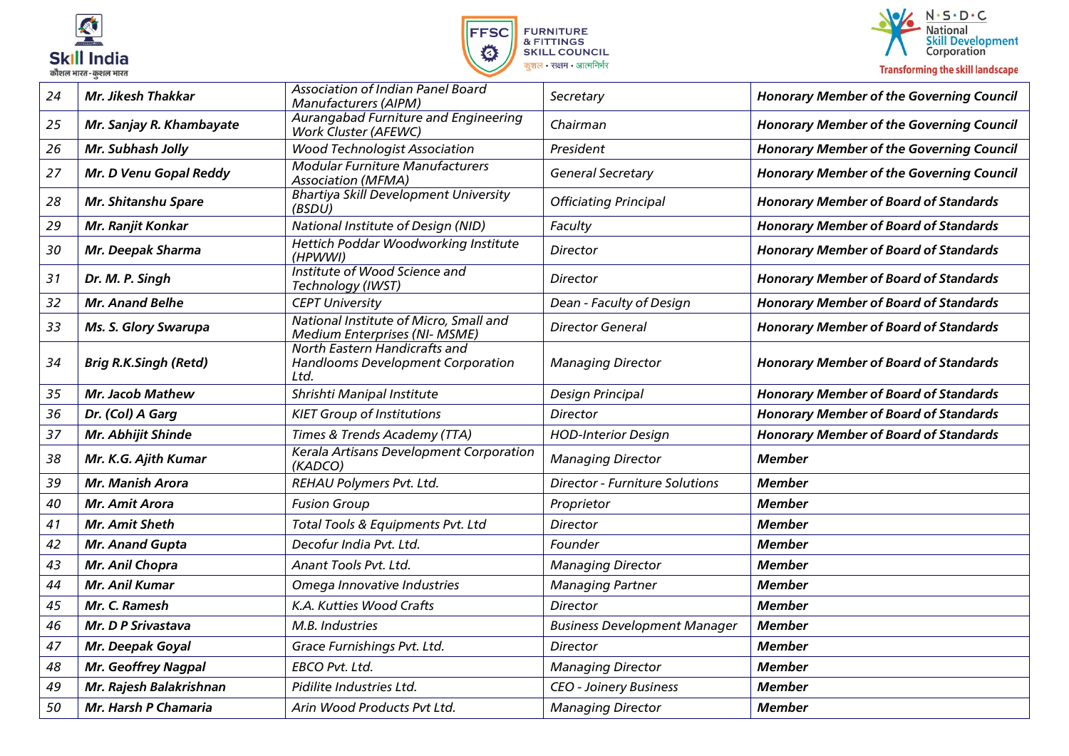| 24 | **Mr. Jikesh Thakkar** | Association of Indian Panel Board Manufacturers (AIPM) | Secretary | **Honorary Member of the Governing Council** |
|---|---|---|---|---|
| 25 | **Mr. Sanjay R. Khambayate** | Aurangabad Furniture and Engineering Work Cluster (AFEWC) | Chairman | **Honorary Member of the Governing Council** |
| 26 | **Mr. Subhash Jolly** | Wood Technologist Association | President | **Honorary Member of the Governing Council** |
| 27 | **Mr. D Venu Gopal Reddy** | Modular Furniture Manufacturers Association (MFMA) | General Secretary | **Honorary Member of the Governing Council** |
| 28 | **Mr. Shitanshu Spare** | Bhartiya Skill Development University (BSDU) | Officiating Principal | **Honorary Member of Board of Standards** |
| 29 | **Mr. Ranjit Konkar** | National Institute of Design (NID) | Faculty | **Honorary Member of Board of Standards** |
| 30 | **Mr. Deepak Sharma** | Hettich Poddar Woodworking Institute (HPWWI) | Director | **Honorary Member of Board of Standards** |
| 31 | **Dr. M. P. Singh** | Institute of Wood Science and Technology (IWST) | Director | **Honorary Member of Board of Standards** |
| 32 | **Mr. Anand Belhe** | CEPT University | Dean - Faculty of Design | **Honorary Member of Board of Standards** |
| 33 | **Ms. S. Glory Swarupa** | National Institute of Micro, Small and Medium Enterprises (NI- MSME) | Director General | **Honorary Member of Board of Standards** |
| 34 | **Brig R.K.Singh (Retd)** | North Eastern Handicrafts and Handlooms Development Corporation Ltd. | Managing Director | **Honorary Member of Board of Standards** |
| 35 | **Mr. Jacob Mathew** | Shrishti Manipal Institute | Design Principal | **Honorary Member of Board of Standards** |
| 36 | **Dr. (Col) A Garg** | KIET Group of Institutions | Director | **Honorary Member of Board of Standards** |
| 37 | **Mr. Abhijit Shinde** | Times & Trends Academy (TTA) | HOD-Interior Design | **Honorary Member of Board of Standards** |
| 38 | **Mr. K.G. Ajith Kumar** | Kerala Artisans Development Corporation (KADCO) | Managing Director | **Member** |
| 39 | **Mr. Manish Arora** | REHAU Polymers Pvt. Ltd. | Director - Furniture Solutions | **Member** |
| 40 | **Mr. Amit Arora** | Fusion Group | Proprietor | **Member** |
| 41 | **Mr. Amit Sheth** | Total Tools & Equipments Pvt. Ltd | Director | **Member** |
| 42 | **Mr. Anand Gupta** | Decofur India Pvt. Ltd. | Founder | **Member** |
| 43 | **Mr. Anil Chopra** | Anant Tools Pvt. Ltd. | Managing Director | **Member** |
| 44 | **Mr. Anil Kumar** | Omega Innovative Industries | Managing Partner | **Member** |
| 45 | **Mr. C. Ramesh** | K.A. Kutties Wood Crafts | Director | **Member** |
| 46 | **Mr. D P Srivastava** | M.B. Industries | Business Development Manager | **Member** |
| 47 | **Mr. Deepak Goyal** | Grace Furnishings Pvt. Ltd. | Director | **Member** |
| 48 | **Mr. Geoffrey Nagpal** | EBCO Pvt. Ltd. | Managing Director | **Member** |
| 49 | **Mr. Rajesh Balakrishnan** | Pidilite Industries Ltd. | CEO - Joinery Business | **Member** |
| 50 | **Mr. Harsh P Chamaria** | Arin Wood Products Pvt Ltd. | Managing Director | **Member** |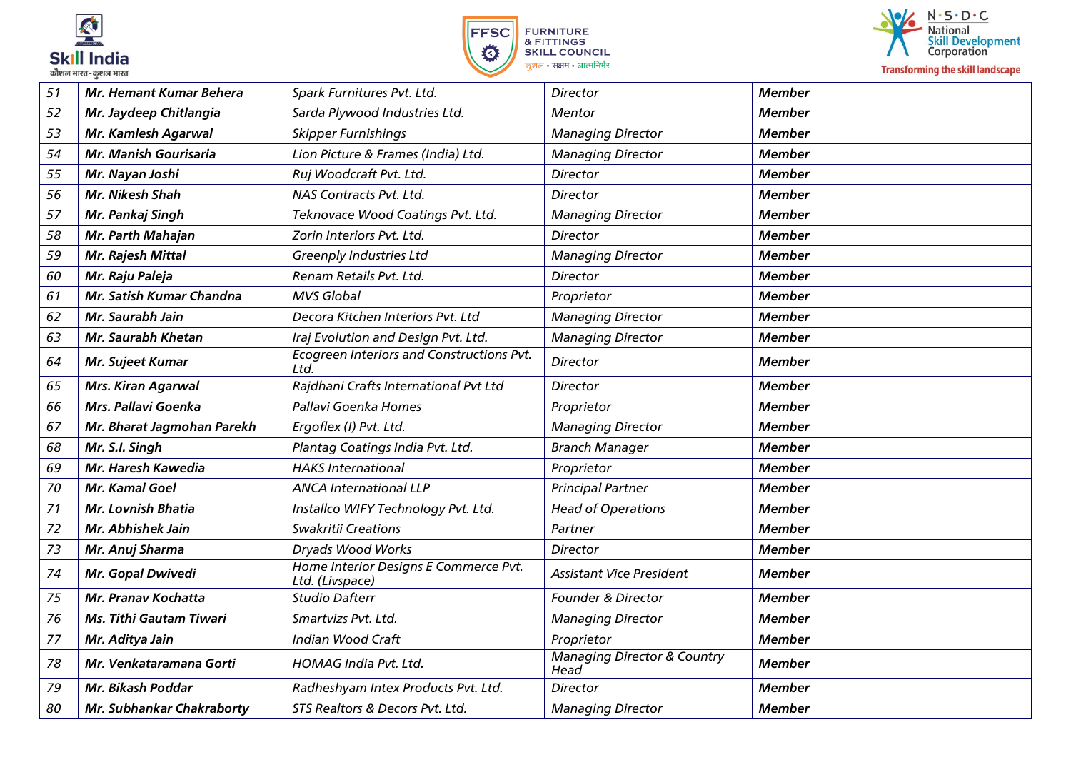| 51 | **Mr. Hemant Kumar Behera** | Spark Furnitures Pvt. Ltd. | Director | **Member** |
|---|---|---|---|---|
| 52 | **Mr. Jaydeep Chitlangia** | Sarda Plywood Industries Ltd. | Mentor | **Member** |
| 53 | **Mr. Kamlesh Agarwal** | Skipper Furnishings | Managing Director | **Member** |
| 54 | **Mr. Manish Gourisaria** | Lion Picture & Frames (India) Ltd. | Managing Director | **Member** |
| 55 | **Mr. Nayan Joshi** | Ruj Woodcraft Pvt. Ltd. | Director | **Member** |
| 56 | **Mr. Nikesh Shah** | NAS Contracts Pvt. Ltd. | Director | **Member** |
| 57 | **Mr. Pankaj Singh** | Teknovace Wood Coatings Pvt. Ltd. | Managing Director | **Member** |
| 58 | **Mr. Parth Mahajan** | Zorin Interiors Pvt. Ltd. | Director | **Member** |
| 59 | **Mr. Rajesh Mittal** | Greenply Industries Ltd | Managing Director | **Member** |
| 60 | **Mr. Raju Paleja** | Renam Retails Pvt. Ltd. | Director | **Member** |
| 61 | **Mr. Satish Kumar Chandna** | MVS Global | Proprietor | **Member** |
| 62 | **Mr. Saurabh Jain** | Decora Kitchen Interiors Pvt. Ltd | Managing Director | **Member** |
| 63 | **Mr. Saurabh Khetan** | Iraj Evolution and Design Pvt. Ltd. | Managing Director | **Member** |
| 64 | **Mr. Sujeet Kumar** | Ecogreen Interiors and Constructions Pvt. Ltd. | Director | **Member** |
| 65 | **Mrs. Kiran Agarwal** | Rajdhani Crafts International Pvt Ltd | Director | **Member** |
| 66 | **Mrs. Pallavi Goenka** | Pallavi Goenka Homes | Proprietor | **Member** |
| 67 | **Mr. Bharat Jagmohan Parekh** | Ergoflex (I) Pvt. Ltd. | Managing Director | **Member** |
| 68 | **Mr. S.I. Singh** | Plantag Coatings India Pvt. Ltd. | Branch Manager | **Member** |
| 69 | **Mr. Haresh Kawedia** | HAKS International | Proprietor | **Member** |
| 70 | **Mr. Kamal Goel** | ANCA International LLP | Principal Partner | **Member** |
| 71 | **Mr. Lovnish Bhatia** | Installco WIFY Technology Pvt. Ltd. | Head of Operations | **Member** |
| 72 | **Mr. Abhishek Jain** | Swakritii Creations | Partner | **Member** |
| 73 | **Mr. Anuj Sharma** | Dryads Wood Works | Director | **Member** |
| 74 | **Mr. Gopal Dwivedi** | Home Interior Designs E Commerce Pvt. Ltd. (Livspace) | Assistant Vice President | **Member** |
| 75 | **Mr. Pranav Kochatta** | Studio Dafterr | Founder & Director | **Member** |
| 76 | **Ms. Tithi Gautam Tiwari** | Smartvizs Pvt. Ltd. | Managing Director | **Member** |
| 77 | **Mr. Aditya Jain** | Indian Wood Craft | Proprietor | **Member** |
| 78 | **Mr. Venkataramana Gorti** | HOMAG India Pvt. Ltd. | Managing Director & Country Head | **Member** |
| 79 | **Mr. Bikash Poddar** | Radheshyam Intex Products Pvt. Ltd. | Director | **Member** |
| 80 | **Mr. Subhankar Chakraborty** | STS Realtors & Decors Pvt. Ltd. | Managing Director | **Member** |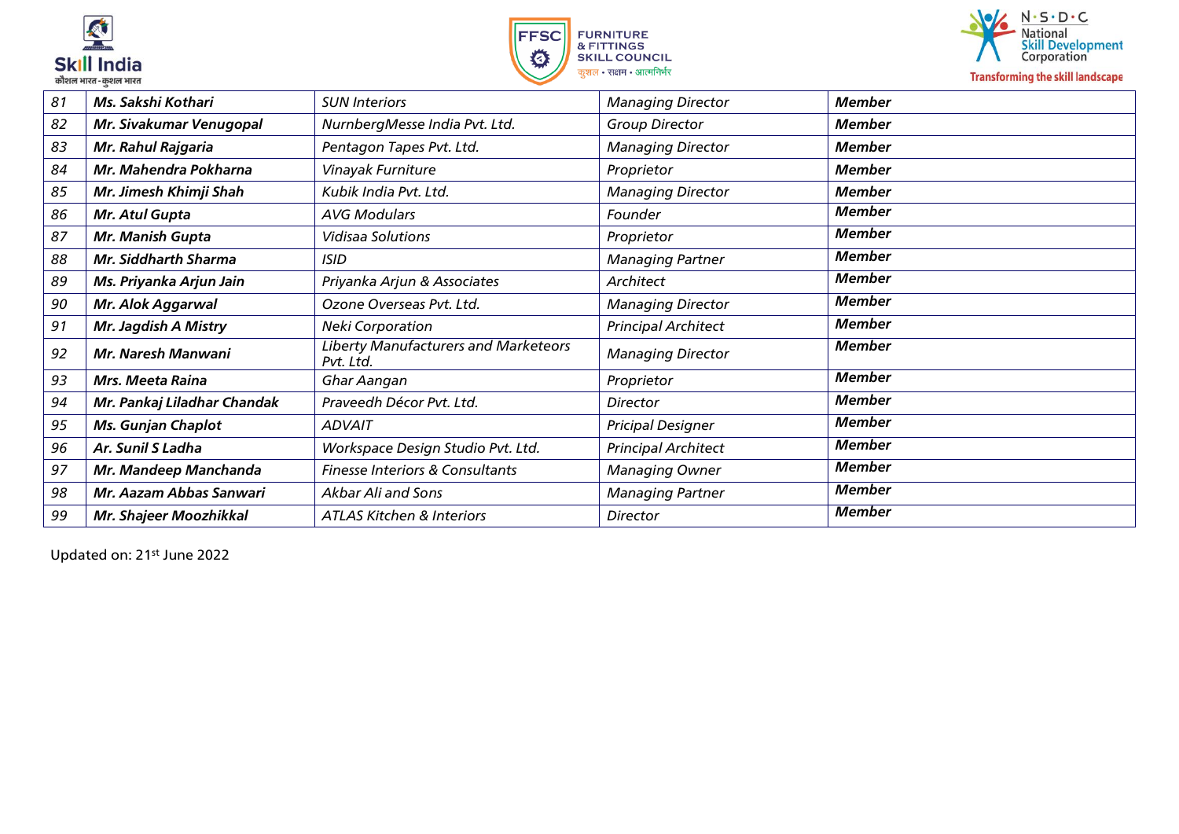| | | | | |
|---|---|---|---|---|
| *81* | ***Ms. Sakshi Kothari*** | *SUN Interiors* | *Managing Director* | ***Member*** |
| *82* | ***Mr. Sivakumar Venugopal*** | *NurnbergMesse India Pvt. Ltd.* | *Group Director* | ***Member*** |
| *83* | ***Mr. Rahul Rajgaria*** | *Pentagon Tapes Pvt. Ltd.* | *Managing Director* | ***Member*** |
| *84* | ***Mr. Mahendra Pokharna*** | *Vinayak Furniture* | *Proprietor* | ***Member*** |
| *85* | ***Mr. Jimesh Khimji Shah*** | *Kubik India Pvt. Ltd.* | *Managing Director* | ***Member*** |
| *86* | ***Mr. Atul Gupta*** | *AVG Modulars* | *Founder* | ***Member*** |
| *87* | ***Mr. Manish Gupta*** | *Vidisaa Solutions* | *Proprietor* | ***Member*** |
| *88* | ***Mr. Siddharth Sharma*** | *ISID* | *Managing Partner* | ***Member*** |
| *89* | ***Ms. Priyanka Arjun Jain*** | *Priyanka Arjun & Associates* | *Architect* | ***Member*** |
| *90* | ***Mr. Alok Aggarwal*** | *Ozone Overseas Pvt. Ltd.* | *Managing Director* | ***Member*** |
| *91* | ***Mr. Jagdish A Mistry*** | *Neki Corporation* | *Principal Architect* | ***Member*** |
| *92* | ***Mr. Naresh Manwani*** | *Liberty Manufacturers and Marketeors Pvt. Ltd.* | *Managing Director* | ***Member*** |
| *93* | ***Mrs. Meeta Raina*** | *Ghar Aangan* | *Proprietor* | ***Member*** |
| *94* | ***Mr. Pankaj Liladhar Chandak*** | *Praveedh Décor Pvt. Ltd.* | *Director* | ***Member*** |
| *95* | ***Ms. Gunjan Chaplot*** | *ADVAIT* | *Pricipal Designer* | ***Member*** |
| *96* | ***Ar. Sunil S Ladha*** | *Workspace Design Studio Pvt. Ltd.* | *Principal Architect* | ***Member*** |
| *97* | ***Mr. Mandeep Manchanda*** | *Finesse Interiors & Consultants* | *Managing Owner* | ***Member*** |
| *98* | ***Mr. Aazam Abbas Sanwari*** | *Akbar Ali and Sons* | *Managing Partner* | ***Member*** |
| *99* | ***Mr. Shajeer Moozhikkal*** | *ATLAS Kitchen & Interiors* | *Director* | ***Member*** |

Updated on: 21st June 2022